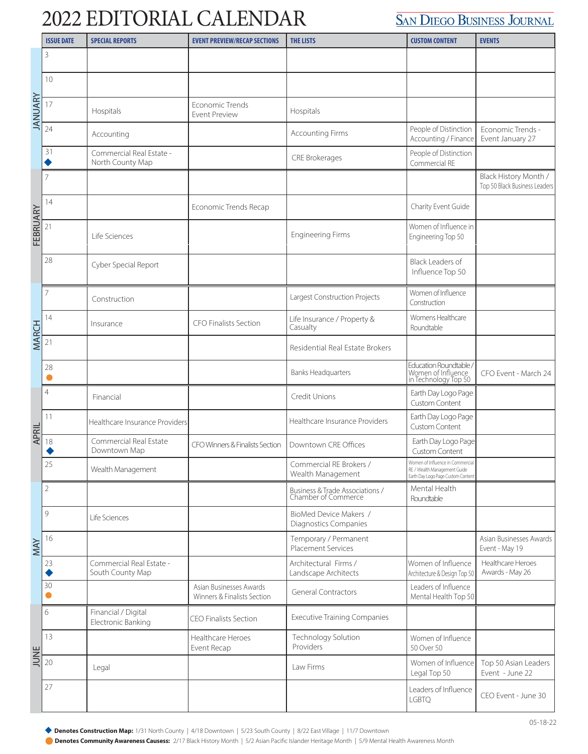# 2022 EDITORIAL CALENDAR

**SAN DIEGO BUSINESS JOURNAL**

| MONTH | ISSUE DATE | SPECIAL REPORTS | EVENT PREVIEW/RECAP SECTIONS | THE LISTS | CUSTOM CONTENT | EVENTS |
|---|---|---|---|---|---|---|
| JANUARY | 3 | | | | | |
| | 10 | | | | | |
| | 17 | Hospitals | Economic Trends Event Preview | Hospitals | | |
| | 24 | Accounting | | Accounting Firms | People of Distinction Accounting / Finance | Economic Trends - Event January 27 |
| | 31 ◆ | Commercial Real Estate - North County Map | | CRE Brokerages | People of Distinction Commercial RE | |
| FEBRUARY | 7 | | | | | Black History Month / Top 50 Black Business Leaders |
| | 14 | | Economic Trends Recap | | Charity Event Guide | |
| | 21 | Life Sciences | | Engineering Firms | Women of Influence in Engineering Top 50 | |
| | 28 | Cyber Special Report | | | Black Leaders of Influence Top 50 | |
| MARCH | 7 | Construction | | Largest Construction Projects | Women of Influence Construction | |
| | 14 | Insurance | CFO Finalists Section | Life Insurance / Property & Casualty | Womens Healthcare Roundtable | |
| | 21 | | | Residential Real Estate Brokers | | |
| | 28 ● | | | Banks Headquarters | Education Roundtable / Women of Influence in Technology Top 50 | CFO Event - March 24 |
| APRIL | 4 | Financial | | Credit Unions | Earth Day Logo Page Custom Content | |
| | 11 | Healthcare Insurance Providers | | Healthcare Insurance Providers | Earth Day Logo Page Custom Content | |
| | 18 ◆ | Commercial Real Estate Downtown Map | CFO Winners & Finalists Section | Downtown CRE Offices | Earth Day Logo Page Custom Content | |
| | 25 | Wealth Management | | Commercial RE Brokers / Wealth Management | Women of Influence in Commercial RE / Wealth Management Guide Earth Day Logo Page Custom Content | |
| MAY | 2 | | | Business & Trade Associations / Chamber of Commerce | Mental Health Roundtable | |
| | 9 | Life Sciences | | BioMed Device Makers / Diagnostics Companies | | |
| | 16 | | | Temporary / Permanent Placement Services | | Asian Businesses Awards Event - May 19 |
| | 23 ◆ | Commercial Real Estate - South County Map | | Architectural Firms / Landscape Architects | Women of Influence Architecture & Design Top 50 | Healthcare Heroes Awards - May 26 |
| | 30 ● | | Asian Businesses Awards Winners & Finalists Section | General Contractors | Leaders of Influence Mental Health Top 50 | |
| JUNE | 6 | Financial / Digital Electronic Banking | CEO Finalists Section | Executive Training Companies | | |
| | 13 | | Healthcare Heroes Event Recap | Technology Solution Providers | Women of Influence 50 Over 50 | |
| | 20 | Legal | | Law Firms | Women of Influence Legal Top 50 | Top 50 Asian Leaders Event - June 22 |
| | 27 | | | | Leaders of Influence LGBTQ | CEO Event - June 30 |

05-18-22

◆ **Denotes Construction Map:** 1/31 North County | 4/18 Downtown | 5/23 South County | 8/22 East Village | 11/7 Downtown

● **Denotes Community Awareness Causes:** 2/17 Black History Month | 5/2 Asian Pacific Islander Heritage Month | 5/9 Mental Health Awareness Month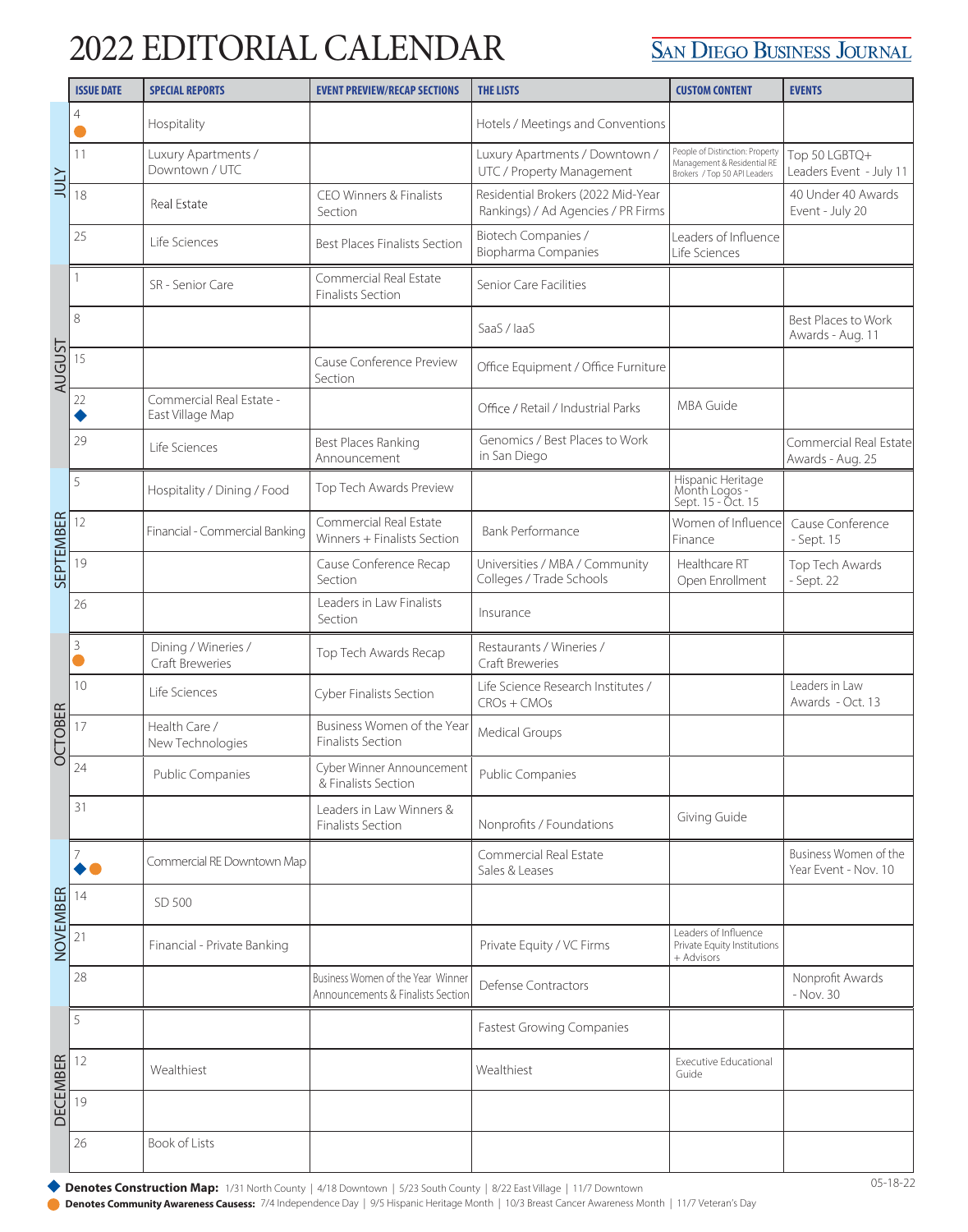# 2022 EDITORIAL CALENDAR

SAN DIEGO BUSINESS JOURNAL

| | ISSUE DATE | SPECIAL REPORTS | EVENT PREVIEW/RECAP SECTIONS | THE LISTS | CUSTOM CONTENT | EVENTS |
|---|---|---|---|---|---|---|
| JULY | 4 ● | Hospitality | | Hotels / Meetings and Conventions | | |
| | 11 | Luxury Apartments / Downtown / UTC | | Luxury Apartments / Downtown / UTC / Property Management | People of Distinction: Property Management & Residential RE Brokers / Top 50 API Leaders | Top 50 LGBTQ+ Leaders Event - July 11 |
| | 18 | Real Estate | CEO Winners & Finalists Section | Residential Brokers (2022 Mid-Year Rankings) / Ad Agencies / PR Firms | | 40 Under 40 Awards Event - July 20 |
| | 25 | Life Sciences | Best Places Finalists Section | Biotech Companies / Biopharma Companies | Leaders of Influence Life Sciences | |
| AUGUST | 1 | SR - Senior Care | Commercial Real Estate Finalists Section | Senior Care Facilities | | |
| | 8 | | | SaaS / IaaS | | Best Places to Work Awards - Aug. 11 |
| | 15 | | Cause Conference Preview Section | Office Equipment / Office Furniture | | |
| | 22 ◆ | Commercial Real Estate - East Village Map | | Office / Retail / Industrial Parks | MBA Guide | |
| | 29 | Life Sciences | Best Places Ranking Announcement | Genomics / Best Places to Work in San Diego | | Commercial Real Estate Awards - Aug. 25 |
| SEPTEMBER | 5 | Hospitality / Dining / Food | Top Tech Awards Preview | | Hispanic Heritage Month Logos - Sept. 15 - Oct. 15 | |
| | 12 | Financial - Commercial Banking | Commercial Real Estate Winners + Finalists Section | Bank Performance | Women of Influence Finance | Cause Conference - Sept. 15 |
| | 19 | | Cause Conference Recap Section | Universities / MBA / Community Colleges / Trade Schools | Healthcare RT Open Enrollment | Top Tech Awards - Sept. 22 |
| | 26 | | Leaders in Law Finalists Section | Insurance | | |
| OCTOBER | 3 ● | Dining / Wineries / Craft Breweries | Top Tech Awards Recap | Restaurants / Wineries / Craft Breweries | | |
| | 10 | Life Sciences | Cyber Finalists Section | Life Science Research Institutes / CROs + CMOs | | Leaders in Law Awards - Oct. 13 |
| | 17 | Health Care / New Technologies | Business Women of the Year Finalists Section | Medical Groups | | |
| | 24 | Public Companies | Cyber Winner Announcement & Finalists Section | Public Companies | | |
| | 31 | | Leaders in Law Winners & Finalists Section | Nonprofits / Foundations | Giving Guide | |
| NOVEMBER | 7 ◆● | Commercial RE Downtown Map | | Commercial Real Estate Sales & Leases | | Business Women of the Year Event - Nov. 10 |
| | 14 | SD 500 | | | | |
| | 21 | Financial - Private Banking | | Private Equity / VC Firms | Leaders of Influence Private Equity Institutions + Advisors | |
| | 28 | | Business Women of the Year Winner Announcements & Finalists Section | Defense Contractors | | Nonprofit Awards - Nov. 30 |
| DECEMBER | 5 | | | Fastest Growing Companies | | |
| | 12 | Wealthiest | | Wealthiest | Executive Educational Guide | |
| | 19 | | | | | |
| | 26 | Book of Lists | | | | |

◆ **Denotes Construction Map:** 1/31 North County | 4/18 Downtown | 5/23 South County | 8/22 East Village | 11/7 Downtown

● **Denotes Community Awareness Causess:** 7/4 Independence Day | 9/5 Hispanic Heritage Month | 10/3 Breast Cancer Awareness Month | 11/7 Veteran's Day

05-18-22